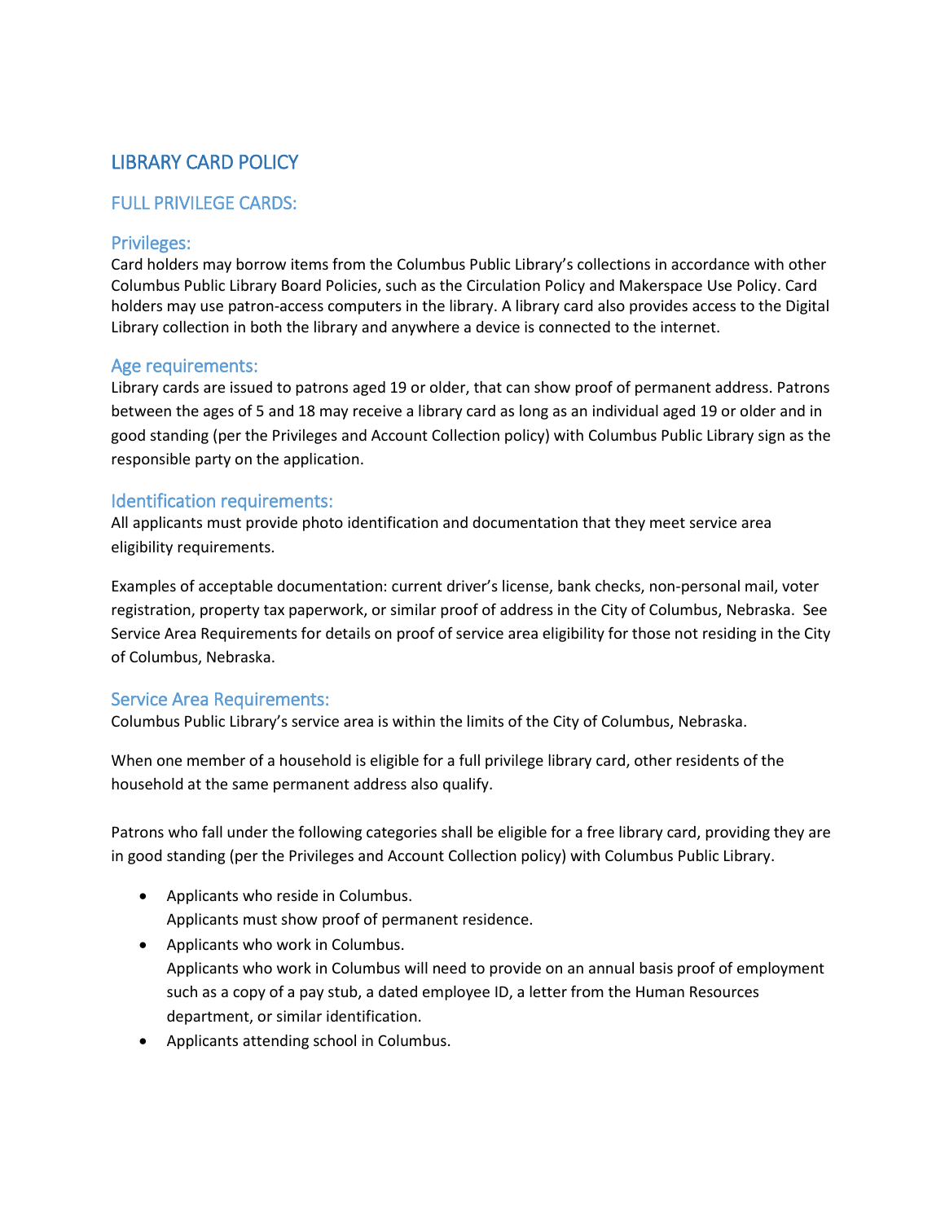# LIBRARY CARD POLICY

## FULL PRIVILEGE CARDS:

### Privileges:

Card holders may borrow items from the Columbus Public Library's collections in accordance with other Columbus Public Library Board Policies, such as the Circulation Policy and Makerspace Use Policy. Card holders may use patron-access computers in the library. A library card also provides access to the Digital Library collection in both the library and anywhere a device is connected to the internet.

### Age requirements:

Library cards are issued to patrons aged 19 or older, that can show proof of permanent address. Patrons between the ages of 5 and 18 may receive a library card as long as an individual aged 19 or older and in good standing (per the Privileges and Account Collection policy) with Columbus Public Library sign as the responsible party on the application.

### Identification requirements:

All applicants must provide photo identification and documentation that they meet service area eligibility requirements.

Examples of acceptable documentation: current driver's license, bank checks, non-personal mail, voter registration, property tax paperwork, or similar proof of address in the City of Columbus, Nebraska. See Service Area Requirements for details on proof of service area eligibility for those not residing in the City of Columbus, Nebraska.

### Service Area Requirements:

Columbus Public Library's service area is within the limits of the City of Columbus, Nebraska.

When one member of a household is eligible for a full privilege library card, other residents of the household at the same permanent address also qualify.

Patrons who fall under the following categories shall be eligible for a free library card, providing they are in good standing (per the Privileges and Account Collection policy) with Columbus Public Library.

- Applicants who reside in Columbus.
  Applicants must show proof of permanent residence.
- Applicants who work in Columbus.
  Applicants who work in Columbus will need to provide on an annual basis proof of employment such as a copy of a pay stub, a dated employee ID, a letter from the Human Resources department, or similar identification.
- Applicants attending school in Columbus.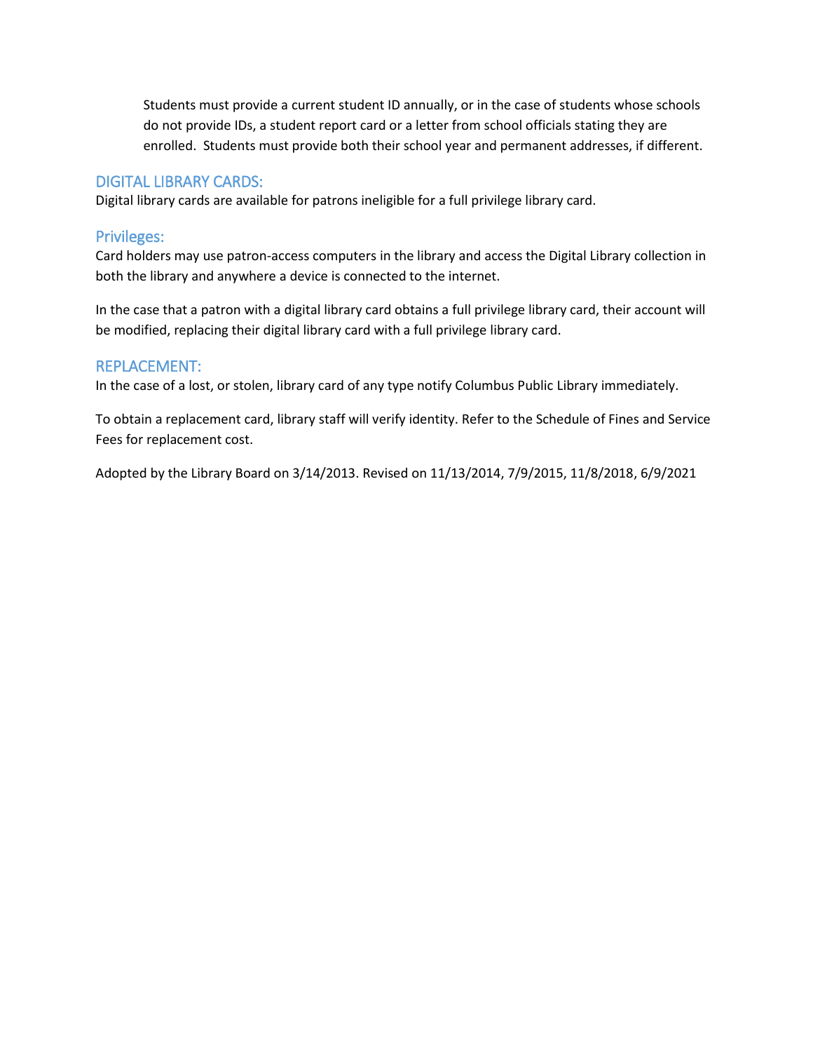Students must provide a current student ID annually, or in the case of students whose schools do not provide IDs, a student report card or a letter from school officials stating they are enrolled.  Students must provide both their school year and permanent addresses, if different.

## DIGITAL LIBRARY CARDS:

Digital library cards are available for patrons ineligible for a full privilege library card.

### Privileges:

Card holders may use patron-access computers in the library and access the Digital Library collection in both the library and anywhere a device is connected to the internet.

In the case that a patron with a digital library card obtains a full privilege library card, their account will be modified, replacing their digital library card with a full privilege library card.

## REPLACEMENT:

In the case of a lost, or stolen, library card of any type notify Columbus Public Library immediately.

To obtain a replacement card, library staff will verify identity. Refer to the Schedule of Fines and Service Fees for replacement cost.

Adopted by the Library Board on 3/14/2013. Revised on 11/13/2014, 7/9/2015, 11/8/2018, 6/9/2021